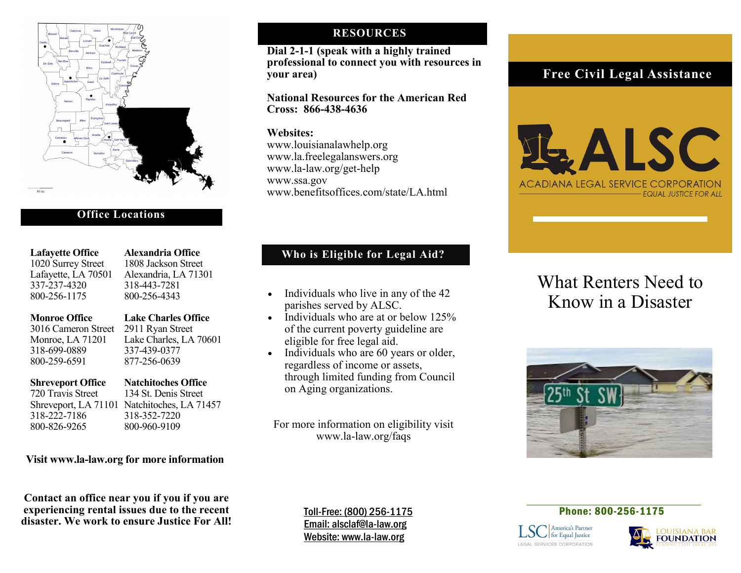## Office Locations

**Lafayette Office**
1020 Surrey Street
Lafayette, LA 70501
337-237-4320
800-256-1175

**Alexandria Office**
1808 Jackson Street
Alexandria, LA 71301
318-443-7281
800-256-4343

**Monroe Office**
3016 Cameron Street
Monroe, LA 71201
318-699-0889
800-259-6591

**Lake Charles Office**
2911 Ryan Street
Lake Charles, LA 70601
337-439-0377
877-256-0639

**Shreveport Office**
720 Travis Street
Shreveport, LA 71101
318-222-7186
800-826-9265

**Natchitoches Office**
134 St. Denis Street
Natchitoches, LA 71457
318-352-7220
800-960-9109

**Visit www.la-law.org for more information**

**Contact an office near you if you if you are experiencing rental issues due to the recent disaster. We work to ensure Justice For All!**

## RESOURCES

**Dial 2-1-1 (speak with a highly trained professional to connect you with resources in your area)**

**National Resources for the American Red Cross: 866-438-4636**

**Websites:**
www.louisianalawhelp.org
www.la.freelegalanswers.org
www.la-law.org/get-help
www.ssa.gov
www.benefitsoffices.com/state/LA.html

## Who is Eligible for Legal Aid?

- Individuals who live in any of the 42 parishes served by ALSC.
- Individuals who are at or below 125% of the current poverty guideline are eligible for free legal aid.
- Individuals who are 60 years or older, regardless of income or assets, through limited funding from Council on Aging organizations.

For more information on eligibility visit www.la-law.org/faqs

Toll-Free: (800) 256-1175
Email: alsclaf@la-law.org
Website: www.la-law.org

## Free Civil Legal Assistance

ALSC
ACADIANA LEGAL SERVICE CORPORATION
EQUAL JUSTICE FOR ALL

# What Renters Need to Know in a Disaster

**Phone: 800-256-1175**

LSC America's Partner for Equal Justice — LEGAL SERVICES CORPORATION

LOUISIANA BAR FOUNDATION — FUNDING CIVIL LEGAL AID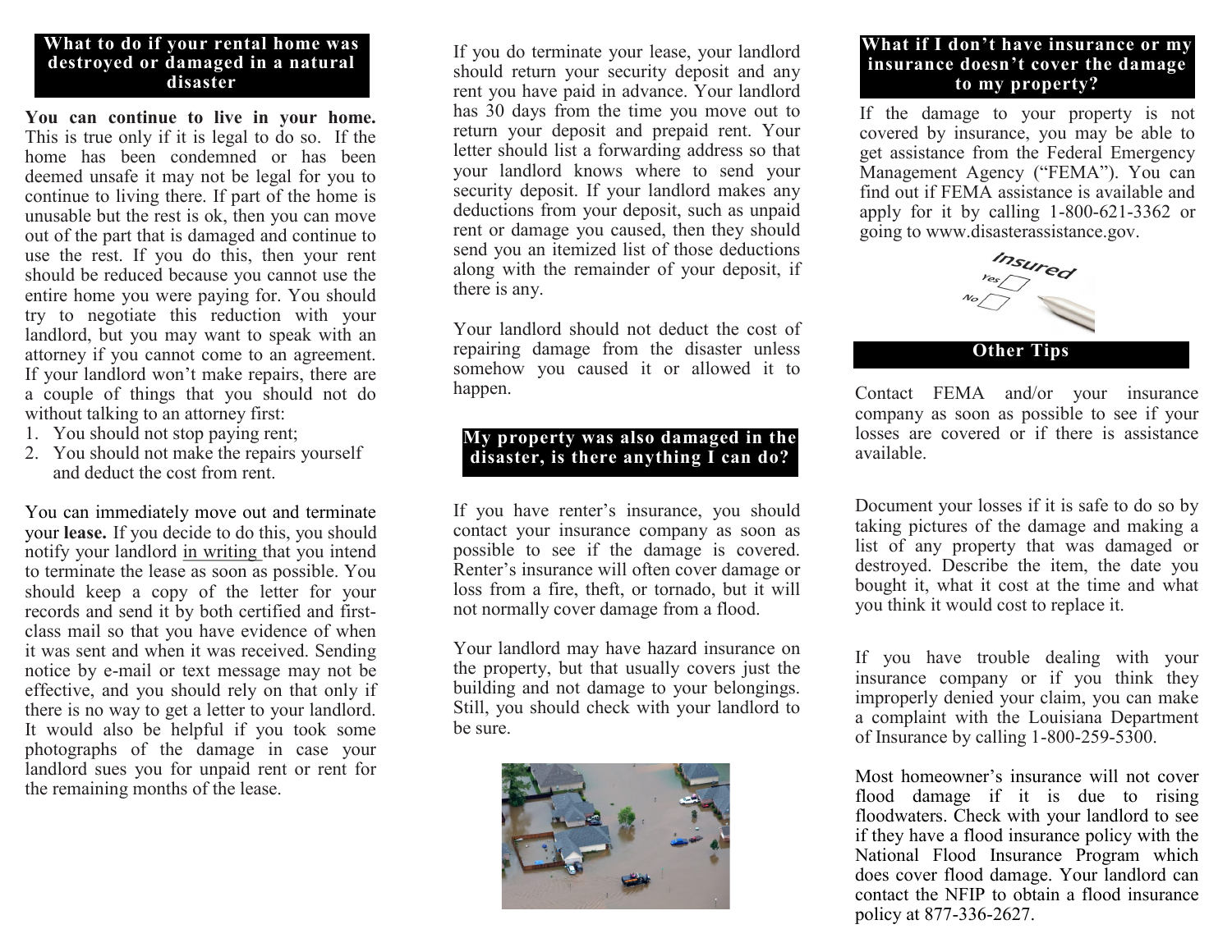## What to do if your rental home was destroyed or damaged in a natural disaster

**You can continue to live in your home.** This is true only if it is legal to do so. If the home has been condemned or has been deemed unsafe it may not be legal for you to continue to living there. If part of the home is unusable but the rest is ok, then you can move out of the part that is damaged and continue to use the rest. If you do this, then your rent should be reduced because you cannot use the entire home you were paying for. You should try to negotiate this reduction with your landlord, but you may want to speak with an attorney if you cannot come to an agreement. If your landlord won't make repairs, there are a couple of things that you should not do without talking to an attorney first:

1. You should not stop paying rent;
2. You should not make the repairs yourself and deduct the cost from rent.

You can immediately move out and terminate your **lease.** If you decide to do this, you should notify your landlord in writing that you intend to terminate the lease as soon as possible. You should keep a copy of the letter for your records and send it by both certified and first-class mail so that you have evidence of when it was sent and when it was received. Sending notice by e-mail or text message may not be effective, and you should rely on that only if there is no way to get a letter to your landlord. It would also be helpful if you took some photographs of the damage in case your landlord sues you for unpaid rent or rent for the remaining months of the lease.

If you do terminate your lease, your landlord should return your security deposit and any rent you have paid in advance. Your landlord has 30 days from the time you move out to return your deposit and prepaid rent. Your letter should list a forwarding address so that your landlord knows where to send your security deposit. If your landlord makes any deductions from your deposit, such as unpaid rent or damage you caused, then they should send you an itemized list of those deductions along with the remainder of your deposit, if there is any.

Your landlord should not deduct the cost of repairing damage from the disaster unless somehow you caused it or allowed it to happen.

## My property was also damaged in the disaster, is there anything I can do?

If you have renter's insurance, you should contact your insurance company as soon as possible to see if the damage is covered. Renter's insurance will often cover damage or loss from a fire, theft, or tornado, but it will not normally cover damage from a flood.

Your landlord may have hazard insurance on the property, but that usually covers just the building and not damage to your belongings. Still, you should check with your landlord to be sure.

## What if I don't have insurance or my insurance doesn't cover the damage to my property?

If the damage to your property is not covered by insurance, you may be able to get assistance from the Federal Emergency Management Agency ("FEMA"). You can find out if FEMA assistance is available and apply for it by calling 1-800-621-3362 or going to www.disasterassistance.gov.

## Other Tips

Contact FEMA and/or your insurance company as soon as possible to see if your losses are covered or if there is assistance available.

Document your losses if it is safe to do so by taking pictures of the damage and making a list of any property that was damaged or destroyed. Describe the item, the date you bought it, what it cost at the time and what you think it would cost to replace it.

If you have trouble dealing with your insurance company or if you think they improperly denied your claim, you can make a complaint with the Louisiana Department of Insurance by calling 1-800-259-5300.

Most homeowner's insurance will not cover flood damage if it is due to rising floodwaters. Check with your landlord to see if they have a flood insurance policy with the National Flood Insurance Program which does cover flood damage. Your landlord can contact the NFIP to obtain a flood insurance policy at 877-336-2627.